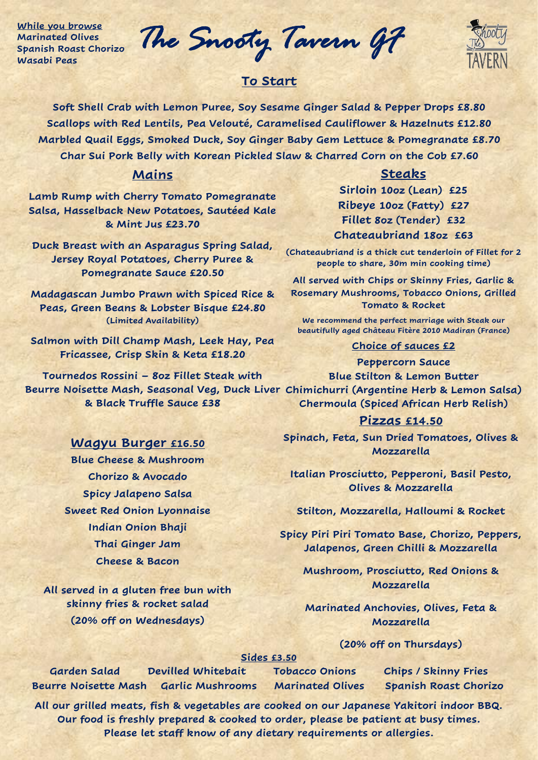**While you browse**
**Marinated Olives**
**Spanish Roast Chorizo**
**Wasabi Peas**

# The Snooty Tavern GF

## To Start

**Soft Shell Crab with Lemon Puree, Soy Sesame Ginger Salad & Pepper Drops £8.80**

**Scallops with Red Lentils, Pea Velouté, Caramelised Cauliflower & Hazelnuts £12.80**

**Marbled Quail Eggs, Smoked Duck, Soy Ginger Baby Gem Lettuce & Pomegranate £8.70**

**Char Sui Pork Belly with Korean Pickled Slaw & Charred Corn on the Cob £7.60**

## Mains

**Lamb Rump with Cherry Tomato Pomegranate Salsa, Hasselback New Potatoes, Sautéed Kale & Mint Jus £23.70**

**Duck Breast with an Asparagus Spring Salad, Jersey Royal Potatoes, Cherry Puree & Pomegranate Sauce £20.50**

**Madagascan Jumbo Prawn with Spiced Rice & Peas, Green Beans & Lobster Bisque £24.80**
**(Limited Availability)**

**Salmon with Dill Champ Mash, Leek Hay, Pea Fricassee, Crisp Skin & Keta £18.20**

**Tournedos Rossini – 8oz Fillet Steak with Beurre Noisette Mash, Seasonal Veg, Duck Liver & Black Truffle Sauce £38**

## Wagyu Burger £16.50

**Blue Cheese & Mushroom**
**Chorizo & Avocado**
**Spicy Jalapeno Salsa**
**Sweet Red Onion Lyonnaise**
**Indian Onion Bhaji**
**Thai Ginger Jam**
**Cheese & Bacon**

**All served in a gluten free bun with skinny fries & rocket salad**
**(20% off on Wednesdays)**

## Steaks

**Sirloin 10oz (Lean) £25**
**Ribeye 10oz (Fatty) £27**
**Fillet 8oz (Tender) £32**
**Chateaubriand 18oz £63**

**(Chateaubriand is a thick cut tenderloin of Fillet for 2 people to share, 30m min cooking time)**

**All served with Chips or Skinny Fries, Garlic & Rosemary Mushrooms, Tobacco Onions, Grilled Tomato & Rocket**

**We recommend the perfect marriage with Steak our beautifully aged Château Fitère 2010 Madiran (France)**

**Choice of sauces £2**

**Peppercorn Sauce**
**Blue Stilton & Lemon Butter**
**Chimichurri (Argentine Herb & Lemon Salsa)**
**Chermoula (Spiced African Herb Relish)**

## Pizzas £14.50

**Spinach, Feta, Sun Dried Tomatoes, Olives & Mozzarella**

**Italian Prosciutto, Pepperoni, Basil Pesto, Olives & Mozzarella**

**Stilton, Mozzarella, Halloumi & Rocket**

**Spicy Piri Piri Tomato Base, Chorizo, Peppers, Jalapenos, Green Chilli & Mozzarella**

**Mushroom, Prosciutto, Red Onions & Mozzarella**

**Marinated Anchovies, Olives, Feta & Mozzarella**

**(20% off on Thursdays)**

## Sides £3.50

**Garden Salad** | **Devilled Whitebait** | **Tobacco Onions** | **Chips / Skinny Fries**
**Beurre Noisette Mash** | **Garlic Mushrooms** | **Marinated Olives** | **Spanish Roast Chorizo**

**All our grilled meats, fish & vegetables are cooked on our Japanese Yakitori indoor BBQ.**
**Our food is freshly prepared & cooked to order, please be patient at busy times.**
**Please let staff know of any dietary requirements or allergies.**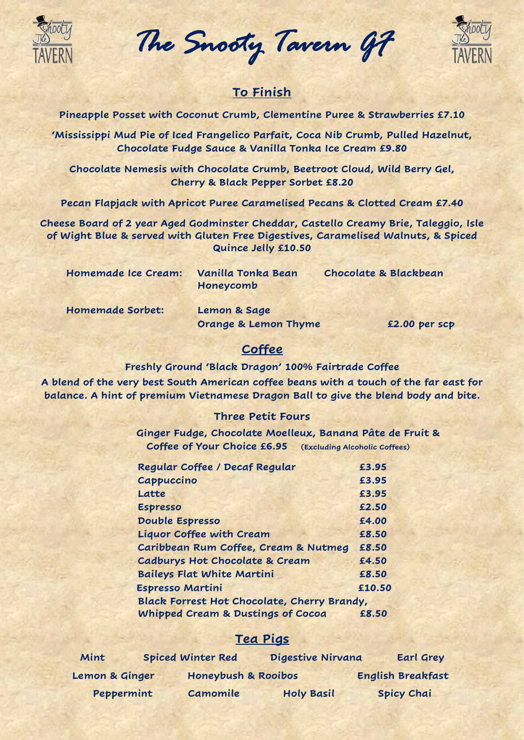# The Snooty Tavern GF

## To Finish

**Pineapple Posset with Coconut Crumb, Clementine Puree & Strawberries £7.10**

**'Mississippi Mud Pie of Iced Frangelico Parfait, Coca Nib Crumb, Pulled Hazelnut, Chocolate Fudge Sauce & Vanilla Tonka Ice Cream £9.80**

**Chocolate Nemesis with Chocolate Crumb, Beetroot Cloud, Wild Berry Gel, Cherry & Black Pepper Sorbet £8.20**

**Pecan Flapjack with Apricot Puree Caramelised Pecans & Clotted Cream £7.40**

**Cheese Board of 2 year Aged Godminster Cheddar, Castello Creamy Brie, Taleggio, Isle of Wight Blue & served with Gluten Free Digestives, Caramelised Walnuts, & Spiced Quince Jelly £10.50**

| | | | |
|---|---|---|---|
| **Homemade Ice Cream:** | **Vanilla Tonka Bean** | **Chocolate & Blackbean** | |
| | **Honeycomb** | | |
| **Homemade Sorbet:** | **Lemon & Sage** | | |
| | **Orange & Lemon Thyme** | | **£2.00 per scp** |

## Coffee

**Freshly Ground 'Black Dragon' 100% Fairtrade Coffee**

**A blend of the very best South American coffee beans with a touch of the far east for balance. A hint of premium Vietnamese Dragon Ball to give the blend body and bite.**

### Three Petit Fours

**Ginger Fudge, Chocolate Moelleux, Banana Pâte de Fruit & Coffee of Your Choice £6.95** (Excluding Alcoholic Coffees)

| | |
|---|---|
| Regular Coffee / Decaf Regular | £3.95 |
| Cappuccino | £3.95 |
| Latte | £3.95 |
| Espresso | £2.50 |
| Double Espresso | £4.00 |
| Liquor Coffee with Cream | £8.50 |
| Caribbean Rum Coffee, Cream & Nutmeg | £8.50 |
| Cadburys Hot Chocolate & Cream | £4.50 |
| Baileys Flat White Martini | £8.50 |
| Espresso Martini | £10.50 |
| Black Forrest Hot Chocolate, Cherry Brandy, Whipped Cream & Dustings of Cocoa | £8.50 |

## Tea Pigs

| | | | |
|---|---|---|---|
| Mint | Spiced Winter Red | Digestive Nirvana | Earl Grey |
| Lemon & Ginger | Honeybush & Rooibos | | English Breakfast |
| Peppermint | Camomile | Holy Basil | Spicy Chai |